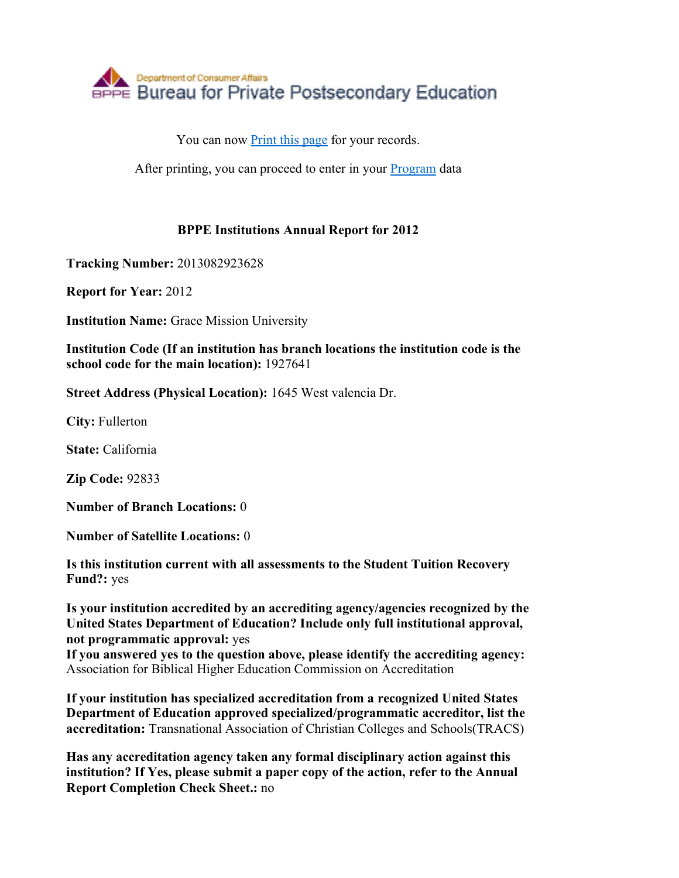Department of Consumer Affairs
Bureau for Private Postsecondary Education

You can now Print this page for your records.

After printing, you can proceed to enter in your Program data

## BPPE Institutions Annual Report for 2012

**Tracking Number:** 2013082923628

**Report for Year:** 2012

**Institution Name:** Grace Mission University

**Institution Code (If an institution has branch locations the institution code is the school code for the main location):** 1927641

**Street Address (Physical Location):** 1645 West valencia Dr.

**City:** Fullerton

**State:** California

**Zip Code:** 92833

**Number of Branch Locations:** 0

**Number of Satellite Locations:** 0

**Is this institution current with all assessments to the Student Tuition Recovery Fund?:** yes

**Is your institution accredited by an accrediting agency/agencies recognized by the United States Department of Education? Include only full institutional approval, not programmatic approval:** yes
**If you answered yes to the question above, please identify the accrediting agency:** Association for Biblical Higher Education Commission on Accreditation

**If your institution has specialized accreditation from a recognized United States Department of Education approved specialized/programmatic accreditor, list the accreditation:** Transnational Association of Christian Colleges and Schools(TRACS)

**Has any accreditation agency taken any formal disciplinary action against this institution? If Yes, please submit a paper copy of the action, refer to the Annual Report Completion Check Sheet.:** no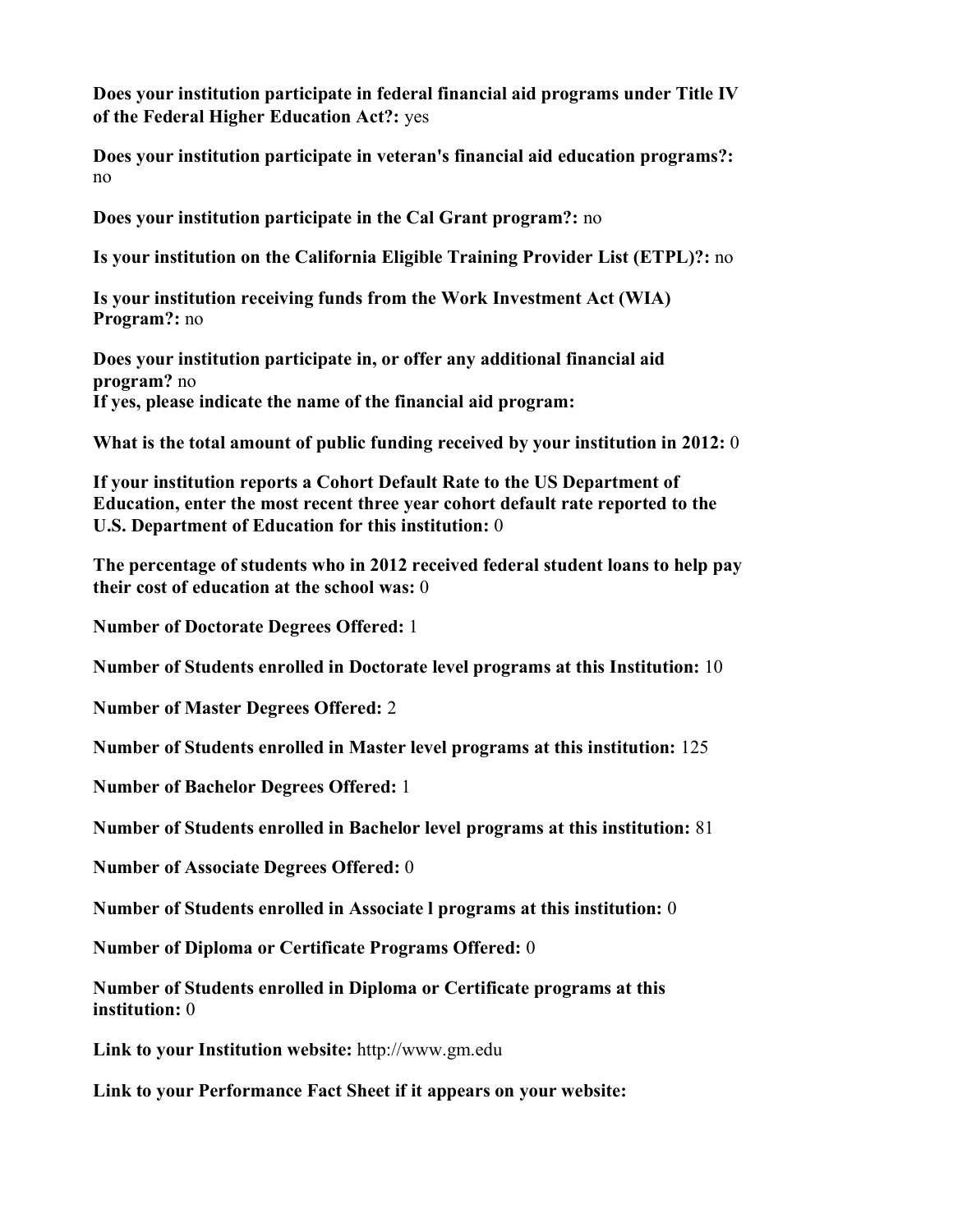**Does your institution participate in federal financial aid programs under Title IV of the Federal Higher Education Act?:** yes

**Does your institution participate in veteran's financial aid education programs?:** no

**Does your institution participate in the Cal Grant program?:** no

**Is your institution on the California Eligible Training Provider List (ETPL)?:** no

**Is your institution receiving funds from the Work Investment Act (WIA) Program?:** no

**Does your institution participate in, or offer any additional financial aid program?** no
**If yes, please indicate the name of the financial aid program:**

**What is the total amount of public funding received by your institution in 2012:** 0

**If your institution reports a Cohort Default Rate to the US Department of Education, enter the most recent three year cohort default rate reported to the U.S. Department of Education for this institution:** 0

**The percentage of students who in 2012 received federal student loans to help pay their cost of education at the school was:** 0

**Number of Doctorate Degrees Offered:** 1

**Number of Students enrolled in Doctorate level programs at this Institution:** 10

**Number of Master Degrees Offered:** 2

**Number of Students enrolled in Master level programs at this institution:** 125

**Number of Bachelor Degrees Offered:** 1

**Number of Students enrolled in Bachelor level programs at this institution:** 81

**Number of Associate Degrees Offered:** 0

**Number of Students enrolled in Associate l programs at this institution:** 0

**Number of Diploma or Certificate Programs Offered:** 0

**Number of Students enrolled in Diploma or Certificate programs at this institution:** 0

**Link to your Institution website:** http://www.gm.edu

**Link to your Performance Fact Sheet if it appears on your website:**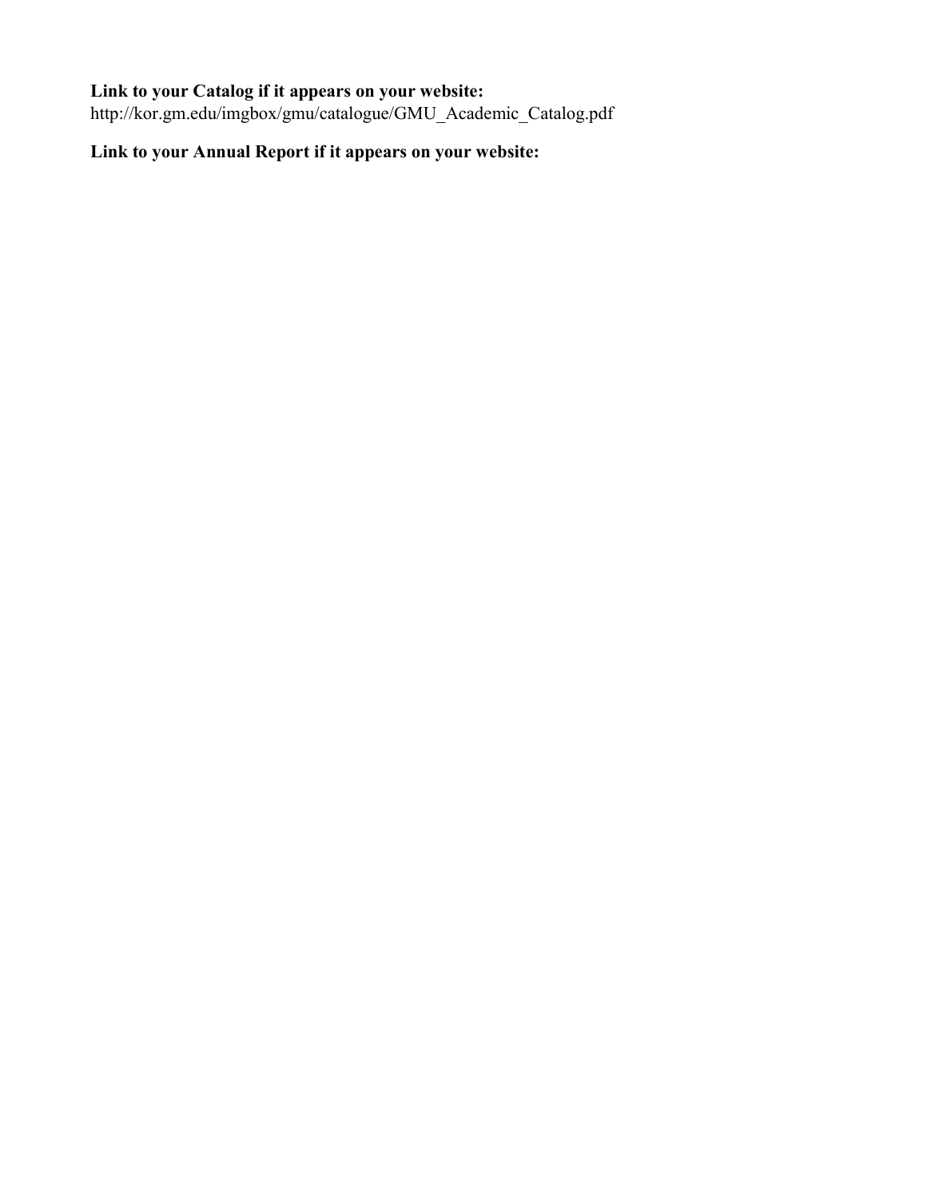**Link to your Catalog if it appears on your website:**
http://kor.gm.edu/imgbox/gmu/catalogue/GMU_Academic_Catalog.pdf

**Link to your Annual Report if it appears on your website:**